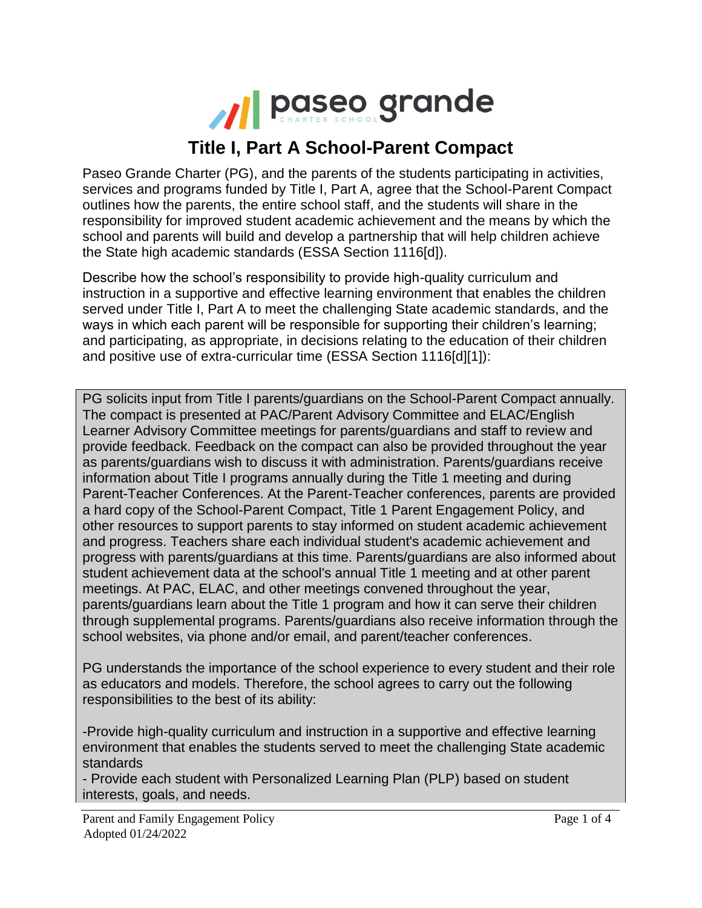# Title I, Part A School-Parent Compact

Paseo Grande Charter (PG), and the parents of the students participating in activities, services and programs funded by Title I, Part A, agree that the School-Parent Compact outlines how the parents, the entire school staff, and the students will share in the responsibility for improved student academic achievement and the means by which the school and parents will build and develop a partnership that will help children achieve the State high academic standards (ESSA Section 1116[d]).

Describe how the school's responsibility to provide high-quality curriculum and instruction in a supportive and effective learning environment that enables the children served under Title I, Part A to meet the challenging State academic standards, and the ways in which each parent will be responsible for supporting their children's learning; and participating, as appropriate, in decisions relating to the education of their children and positive use of extra-curricular time (ESSA Section 1116[d][1]):

PG solicits input from Title I parents/guardians on the School-Parent Compact annually. The compact is presented at PAC/Parent Advisory Committee and ELAC/English Learner Advisory Committee meetings for parents/guardians and staff to review and provide feedback. Feedback on the compact can also be provided throughout the year as parents/guardians wish to discuss it with administration. Parents/guardians receive information about Title I programs annually during the Title 1 meeting and during Parent-Teacher Conferences. At the Parent-Teacher conferences, parents are provided a hard copy of the School-Parent Compact, Title 1 Parent Engagement Policy, and other resources to support parents to stay informed on student academic achievement and progress. Teachers share each individual student's academic achievement and progress with parents/guardians at this time. Parents/guardians are also informed about student achievement data at the school's annual Title 1 meeting and at other parent meetings. At PAC, ELAC, and other meetings convened throughout the year, parents/guardians learn about the Title 1 program and how it can serve their children through supplemental programs. Parents/guardians also receive information through the school websites, via phone and/or email, and parent/teacher conferences.

PG understands the importance of the school experience to every student and their role as educators and models. Therefore, the school agrees to carry out the following responsibilities to the best of its ability:

-Provide high-quality curriculum and instruction in a supportive and effective learning environment that enables the students served to meet the challenging State academic standards

- Provide each student with Personalized Learning Plan (PLP) based on student interests, goals, and needs.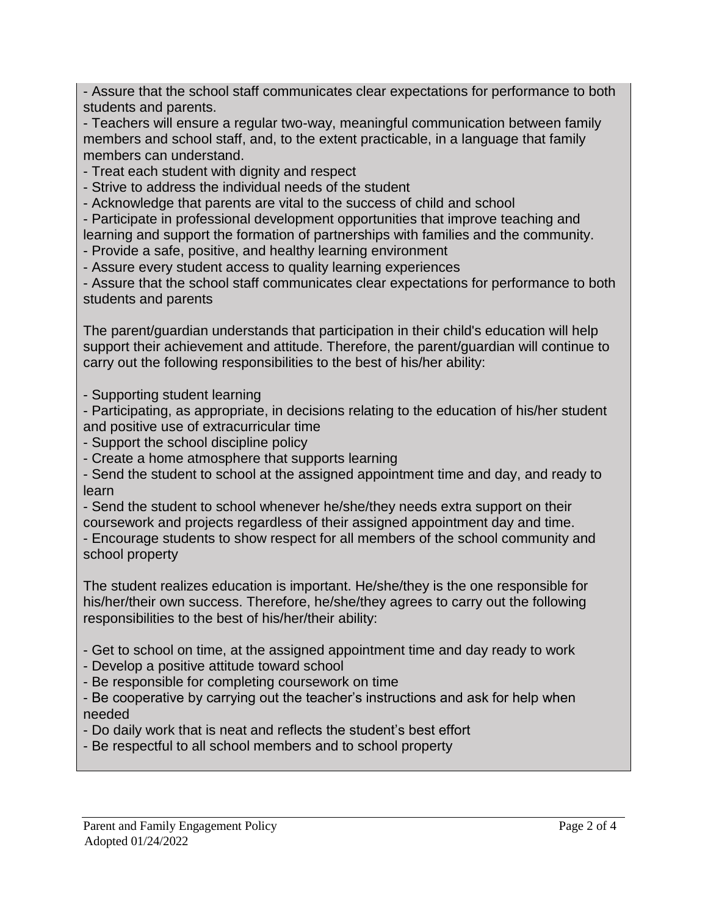- Assure that the school staff communicates clear expectations for performance to both students and parents.
- Teachers will ensure a regular two-way, meaningful communication between family members and school staff, and, to the extent practicable, in a language that family members can understand.
- Treat each student with dignity and respect
- Strive to address the individual needs of the student
- Acknowledge that parents are vital to the success of child and school
- Participate in professional development opportunities that improve teaching and learning and support the formation of partnerships with families and the community.
- Provide a safe, positive, and healthy learning environment
- Assure every student access to quality learning experiences
- Assure that the school staff communicates clear expectations for performance to both students and parents

The parent/guardian understands that participation in their child's education will help support their achievement and attitude. Therefore, the parent/guardian will continue to carry out the following responsibilities to the best of his/her ability:

- Supporting student learning
- Participating, as appropriate, in decisions relating to the education of his/her student and positive use of extracurricular time
- Support the school discipline policy
- Create a home atmosphere that supports learning
- Send the student to school at the assigned appointment time and day, and ready to learn
- Send the student to school whenever he/she/they needs extra support on their coursework and projects regardless of their assigned appointment day and time.
- Encourage students to show respect for all members of the school community and school property

The student realizes education is important. He/she/they is the one responsible for his/her/their own success. Therefore, he/she/they agrees to carry out the following responsibilities to the best of his/her/their ability:

- Get to school on time, at the assigned appointment time and day ready to work
- Develop a positive attitude toward school
- Be responsible for completing coursework on time
- Be cooperative by carrying out the teacher's instructions and ask for help when needed
- Do daily work that is neat and reflects the student's best effort
- Be respectful to all school members and to school property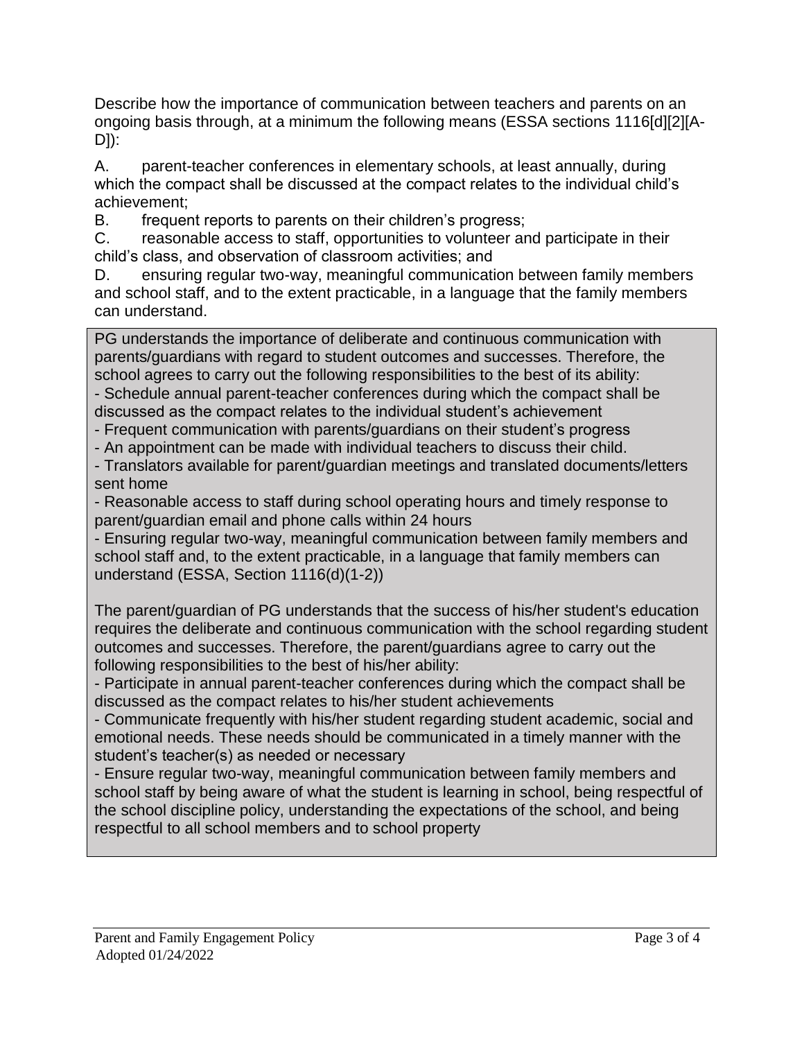Describe how the importance of communication between teachers and parents on an ongoing basis through, at a minimum the following means (ESSA sections 1116[d][2][A-D]):

A. parent-teacher conferences in elementary schools, at least annually, during which the compact shall be discussed at the compact relates to the individual child's achievement;
B. frequent reports to parents on their children's progress;
C. reasonable access to staff, opportunities to volunteer and participate in their child's class, and observation of classroom activities; and
D. ensuring regular two-way, meaningful communication between family members and school staff, and to the extent practicable, in a language that the family members can understand.

PG understands the importance of deliberate and continuous communication with parents/guardians with regard to student outcomes and successes. Therefore, the school agrees to carry out the following responsibilities to the best of its ability:

- Schedule annual parent-teacher conferences during which the compact shall be discussed as the compact relates to the individual student's achievement
- Frequent communication with parents/guardians on their student's progress
- An appointment can be made with individual teachers to discuss their child.
- Translators available for parent/guardian meetings and translated documents/letters sent home
- Reasonable access to staff during school operating hours and timely response to parent/guardian email and phone calls within 24 hours
- Ensuring regular two-way, meaningful communication between family members and school staff and, to the extent practicable, in a language that family members can understand (ESSA, Section 1116(d)(1-2))

The parent/guardian of PG understands that the success of his/her student's education requires the deliberate and continuous communication with the school regarding student outcomes and successes. Therefore, the parent/guardians agree to carry out the following responsibilities to the best of his/her ability:

- Participate in annual parent-teacher conferences during which the compact shall be discussed as the compact relates to his/her student achievements
- Communicate frequently with his/her student regarding student academic, social and emotional needs. These needs should be communicated in a timely manner with the student's teacher(s) as needed or necessary
- Ensure regular two-way, meaningful communication between family members and school staff by being aware of what the student is learning in school, being respectful of the school discipline policy, understanding the expectations of the school, and being respectful to all school members and to school property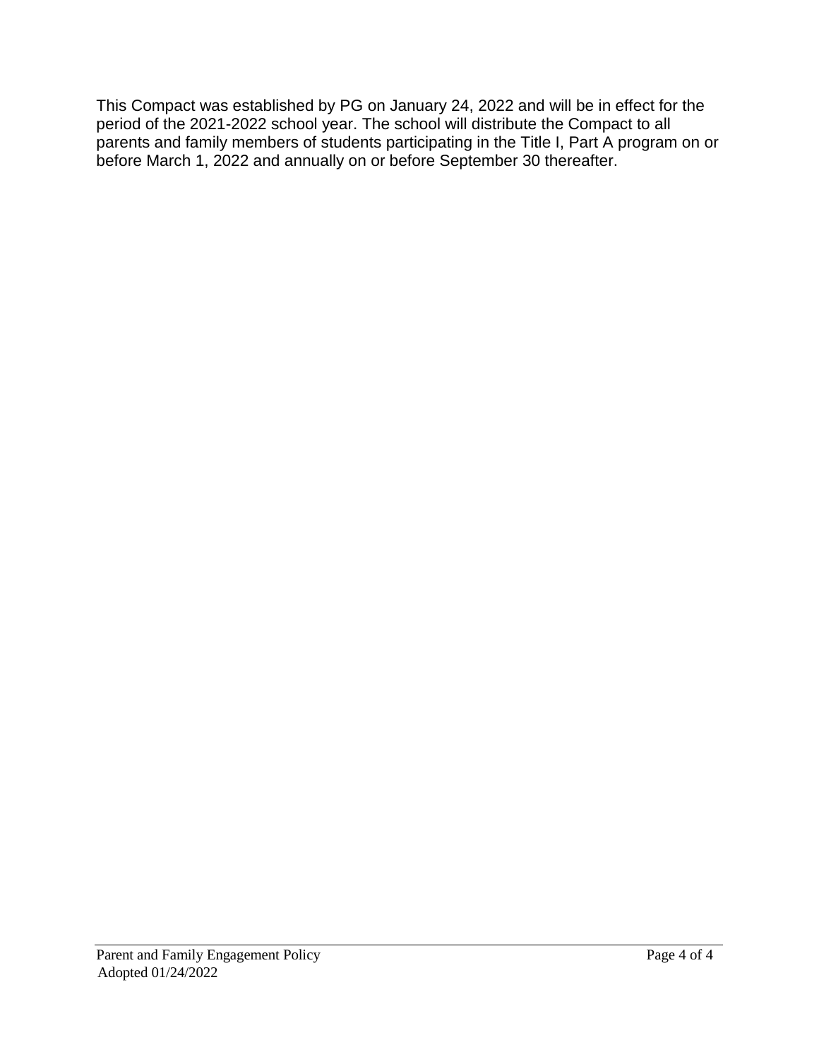This Compact was established by PG on January 24, 2022 and will be in effect for the period of the 2021-2022 school year. The school will distribute the Compact to all parents and family members of students participating in the Title I, Part A program on or before March 1, 2022 and annually on or before September 30 thereafter.